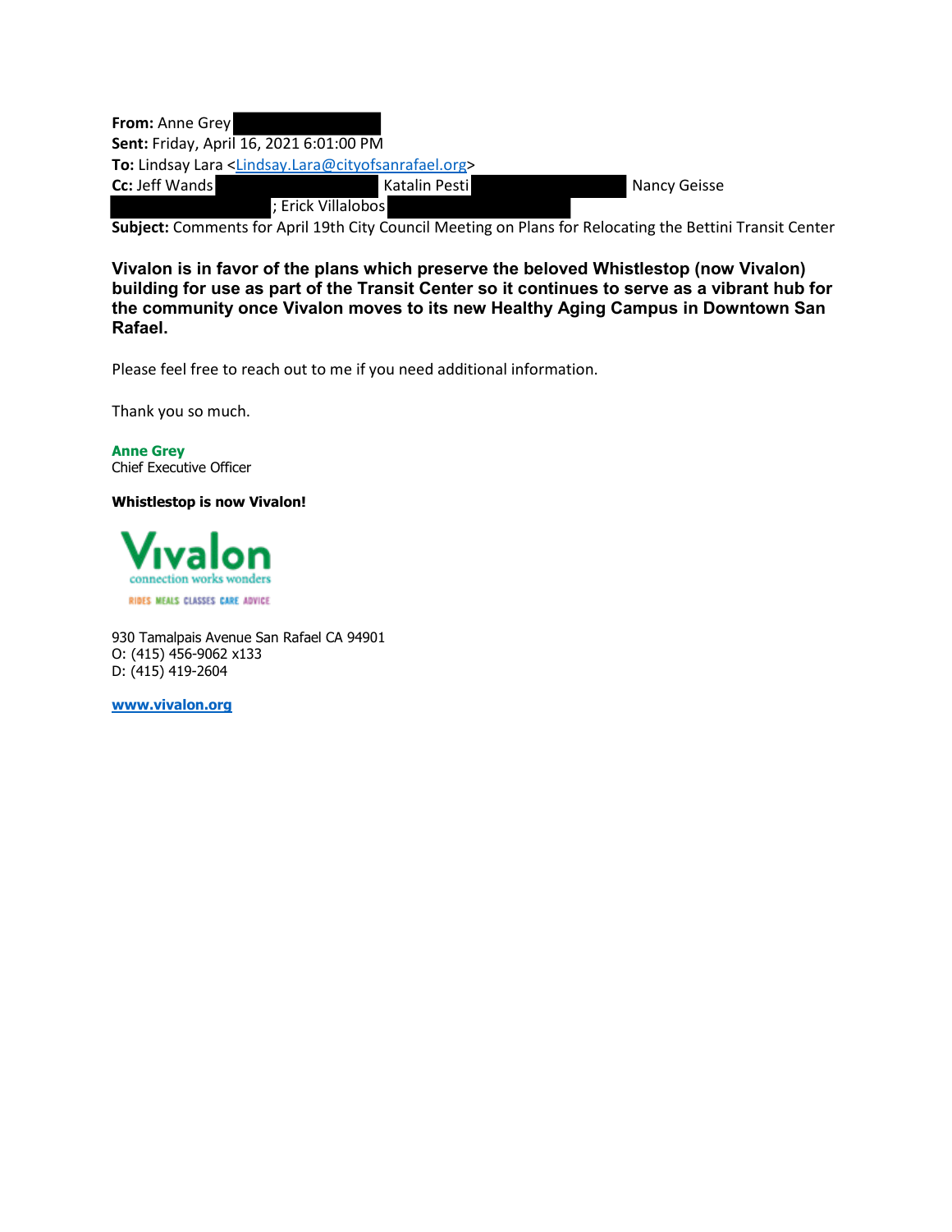**From:** Anne Grey
**Sent:** Friday, April 16, 2021 6:01:00 PM
**To:** Lindsay Lara <Lindsay.Lara@cityofsanrafael.org>
**Cc:** Jeff Wands Katalin Pesti Nancy Geisse ; Erick Villalobos
**Subject:** Comments for April 19th City Council Meeting on Plans for Relocating the Bettini Transit Center

**Vivalon is in favor of the plans which preserve the beloved Whistlestop (now Vivalon) building for use as part of the Transit Center so it continues to serve as a vibrant hub for the community once Vivalon moves to its new Healthy Aging Campus in Downtown San Rafael.**

Please feel free to reach out to me if you need additional information.

Thank you so much.

**Anne Grey**
Chief Executive Officer

**Whistlestop is now Vivalon!**

Vivalon
connection works wonders
RIDES MEALS CLASSES CARE ADVICE

930 Tamalpais Avenue San Rafael CA 94901
O: (415) 456-9062 x133
D: (415) 419-2604

**www.vivalon.org**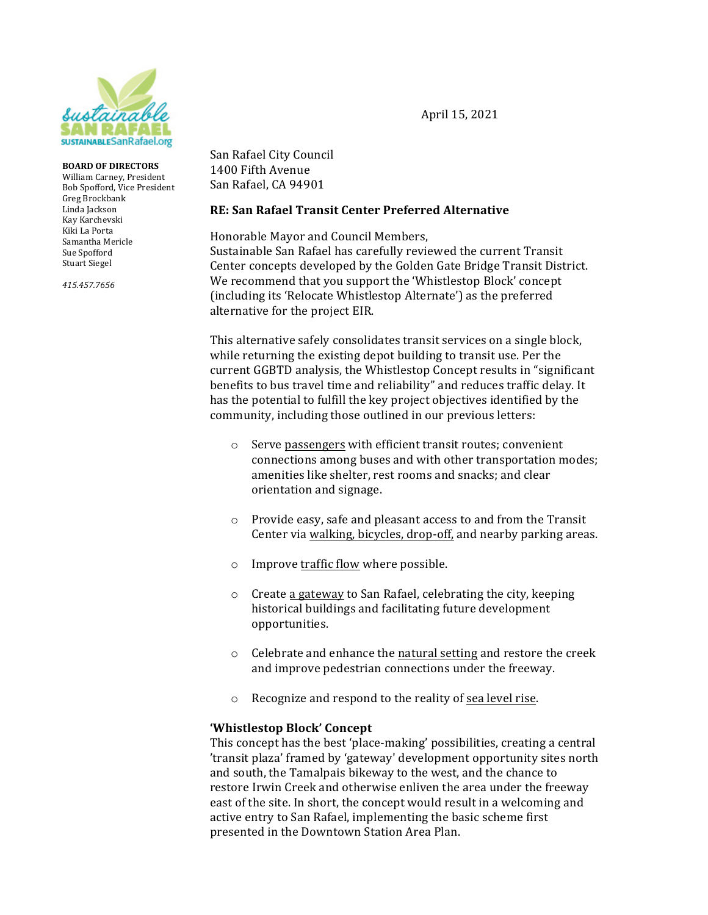**BOARD OF DIRECTORS**
William Carney, President
Bob Spofford, Vice President
Greg Brockbank
Linda Jackson
Kay Karchevski
Kiki La Porta
Samantha Mericle
Sue Spofford
Stuart Siegel

*415.457.7656*

April 15, 2021

San Rafael City Council
1400 Fifth Avenue
San Rafael, CA 94901

**RE: San Rafael Transit Center Preferred Alternative**

Honorable Mayor and Council Members,
Sustainable San Rafael has carefully reviewed the current Transit Center concepts developed by the Golden Gate Bridge Transit District. We recommend that you support the 'Whistlestop Block' concept (including its 'Relocate Whistlestop Alternate') as the preferred alternative for the project EIR.

This alternative safely consolidates transit services on a single block, while returning the existing depot building to transit use. Per the current GGBTD analysis, the Whistlestop Concept results in "significant benefits to bus travel time and reliability" and reduces traffic delay. It has the potential to fulfill the key project objectives identified by the community, including those outlined in our previous letters:

- Serve passengers with efficient transit routes; convenient connections among buses and with other transportation modes; amenities like shelter, rest rooms and snacks; and clear orientation and signage.
- Provide easy, safe and pleasant access to and from the Transit Center via walking, bicycles, drop-off, and nearby parking areas.
- Improve traffic flow where possible.
- Create a gateway to San Rafael, celebrating the city, keeping historical buildings and facilitating future development opportunities.
- Celebrate and enhance the natural setting and restore the creek and improve pedestrian connections under the freeway.
- Recognize and respond to the reality of sea level rise.

**'Whistlestop Block' Concept**
This concept has the best 'place-making' possibilities, creating a central 'transit plaza' framed by 'gateway' development opportunity sites north and south, the Tamalpais bikeway to the west, and the chance to restore Irwin Creek and otherwise enliven the area under the freeway east of the site. In short, the concept would result in a welcoming and active entry to San Rafael, implementing the basic scheme first presented in the Downtown Station Area Plan.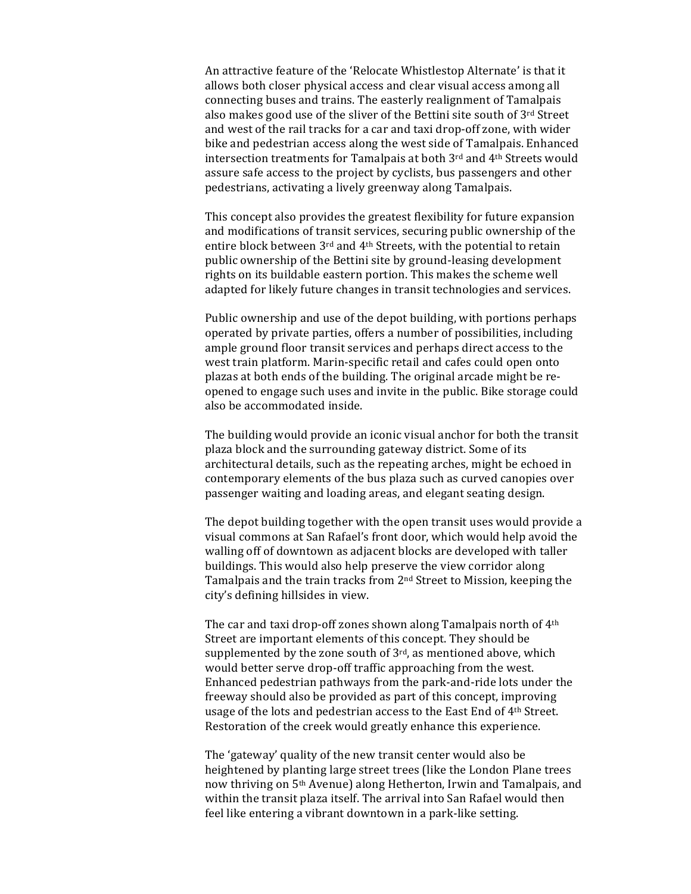An attractive feature of the 'Relocate Whistlestop Alternate' is that it allows both closer physical access and clear visual access among all connecting buses and trains. The easterly realignment of Tamalpais also makes good use of the sliver of the Bettini site south of 3rd Street and west of the rail tracks for a car and taxi drop-off zone, with wider bike and pedestrian access along the west side of Tamalpais. Enhanced intersection treatments for Tamalpais at both 3rd and 4th Streets would assure safe access to the project by cyclists, bus passengers and other pedestrians, activating a lively greenway along Tamalpais.

This concept also provides the greatest flexibility for future expansion and modifications of transit services, securing public ownership of the entire block between 3rd and 4th Streets, with the potential to retain public ownership of the Bettini site by ground-leasing development rights on its buildable eastern portion. This makes the scheme well adapted for likely future changes in transit technologies and services.

Public ownership and use of the depot building, with portions perhaps operated by private parties, offers a number of possibilities, including ample ground floor transit services and perhaps direct access to the west train platform. Marin-specific retail and cafes could open onto plazas at both ends of the building. The original arcade might be re-opened to engage such uses and invite in the public. Bike storage could also be accommodated inside.

The building would provide an iconic visual anchor for both the transit plaza block and the surrounding gateway district. Some of its architectural details, such as the repeating arches, might be echoed in contemporary elements of the bus plaza such as curved canopies over passenger waiting and loading areas, and elegant seating design.

The depot building together with the open transit uses would provide a visual commons at San Rafael's front door, which would help avoid the walling off of downtown as adjacent blocks are developed with taller buildings. This would also help preserve the view corridor along Tamalpais and the train tracks from 2nd Street to Mission, keeping the city's defining hillsides in view.

The car and taxi drop-off zones shown along Tamalpais north of 4th Street are important elements of this concept. They should be supplemented by the zone south of 3rd, as mentioned above, which would better serve drop-off traffic approaching from the west. Enhanced pedestrian pathways from the park-and-ride lots under the freeway should also be provided as part of this concept, improving usage of the lots and pedestrian access to the East End of 4th Street. Restoration of the creek would greatly enhance this experience.

The 'gateway' quality of the new transit center would also be heightened by planting large street trees (like the London Plane trees now thriving on 5th Avenue) along Hetherton, Irwin and Tamalpais, and within the transit plaza itself. The arrival into San Rafael would then feel like entering a vibrant downtown in a park-like setting.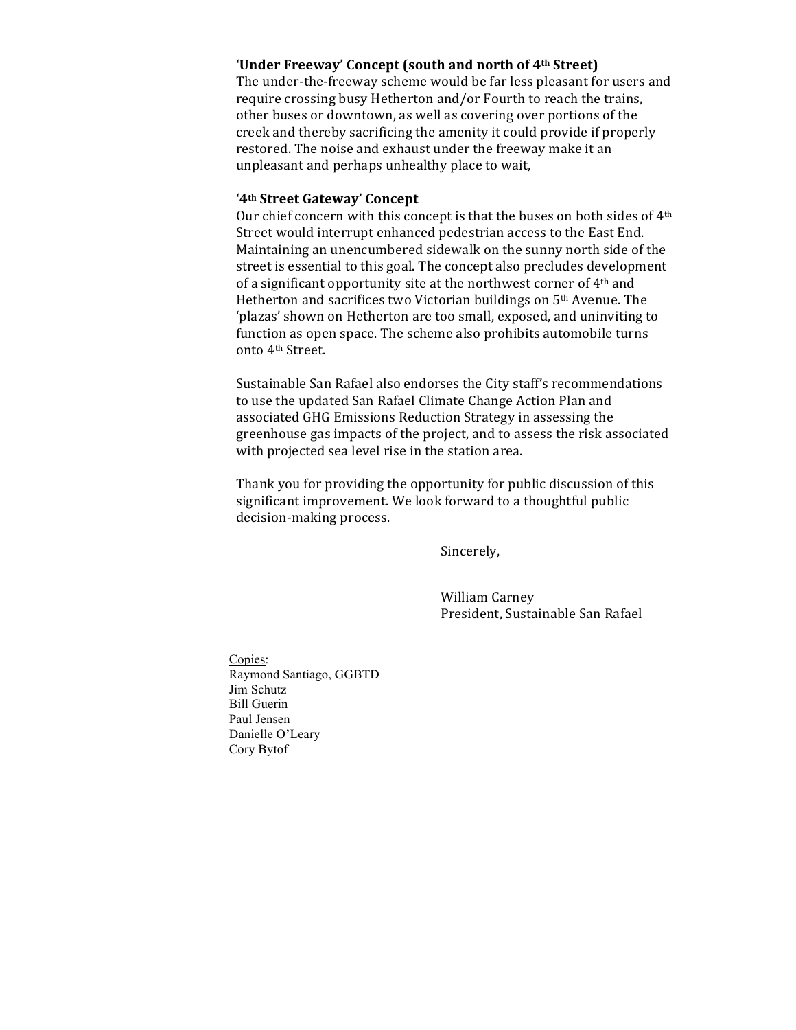**'Under Freeway' Concept (south and north of 4th Street)**

The under-the-freeway scheme would be far less pleasant for users and require crossing busy Hetherton and/or Fourth to reach the trains, other buses or downtown, as well as covering over portions of the creek and thereby sacrificing the amenity it could provide if properly restored. The noise and exhaust under the freeway make it an unpleasant and perhaps unhealthy place to wait,

**'4th Street Gateway' Concept**

Our chief concern with this concept is that the buses on both sides of 4th Street would interrupt enhanced pedestrian access to the East End. Maintaining an unencumbered sidewalk on the sunny north side of the street is essential to this goal. The concept also precludes development of a significant opportunity site at the northwest corner of 4th and Hetherton and sacrifices two Victorian buildings on 5th Avenue. The 'plazas' shown on Hetherton are too small, exposed, and uninviting to function as open space. The scheme also prohibits automobile turns onto 4th Street.

Sustainable San Rafael also endorses the City staff's recommendations to use the updated San Rafael Climate Change Action Plan and associated GHG Emissions Reduction Strategy in assessing the greenhouse gas impacts of the project, and to assess the risk associated with projected sea level rise in the station area.

Thank you for providing the opportunity for public discussion of this significant improvement. We look forward to a thoughtful public decision-making process.

Sincerely,

William Carney
President, Sustainable San Rafael

Copies:
Raymond Santiago, GGBTD
Jim Schutz
Bill Guerin
Paul Jensen
Danielle O'Leary
Cory Bytof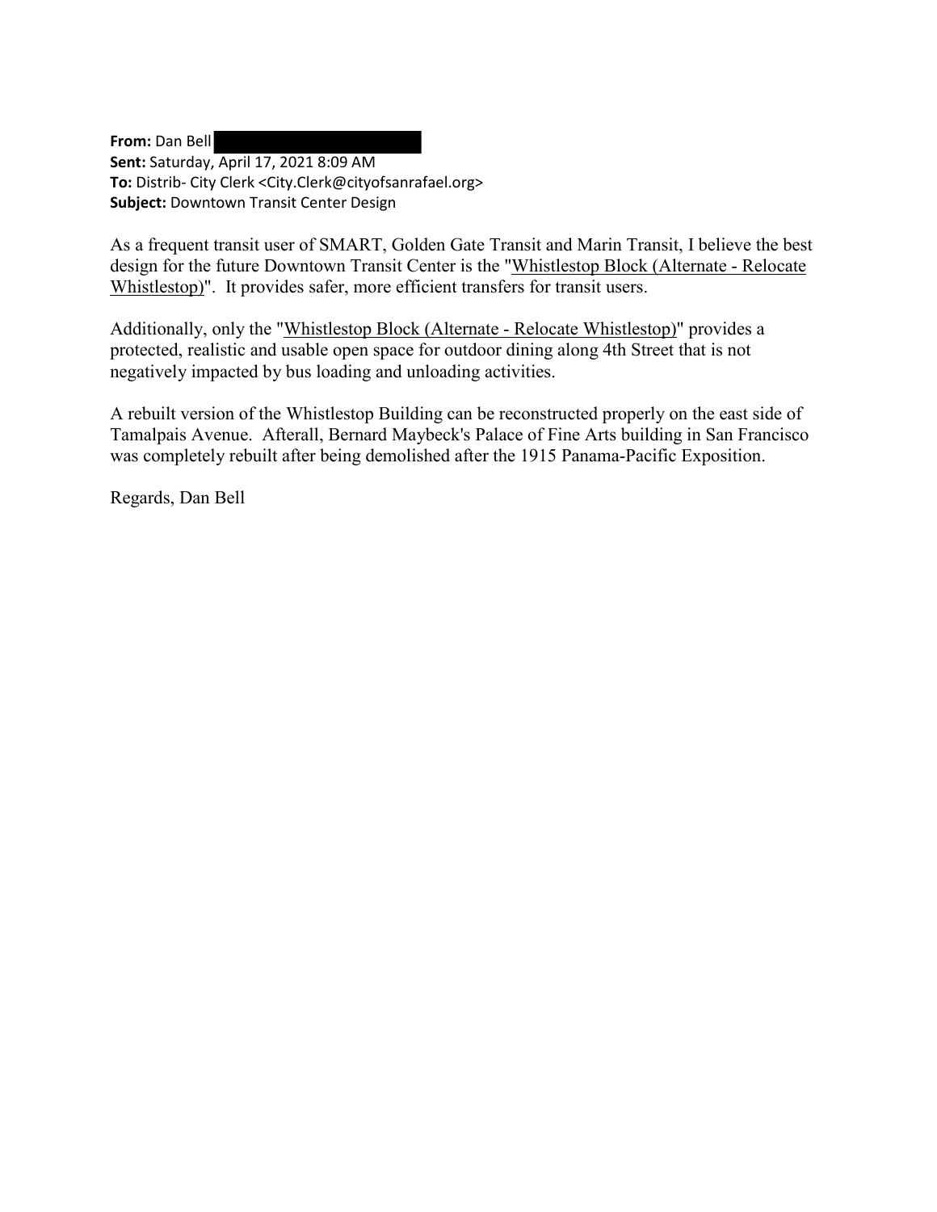**From:** Dan Bell
**Sent:** Saturday, April 17, 2021 8:09 AM
**To:** Distrib- City Clerk <City.Clerk@cityofsanrafael.org>
**Subject:** Downtown Transit Center Design

As a frequent transit user of SMART, Golden Gate Transit and Marin Transit, I believe the best design for the future Downtown Transit Center is the "Whistlestop Block (Alternate - Relocate Whistlestop)". It provides safer, more efficient transfers for transit users.

Additionally, only the "Whistlestop Block (Alternate - Relocate Whistlestop)" provides a protected, realistic and usable open space for outdoor dining along 4th Street that is not negatively impacted by bus loading and unloading activities.

A rebuilt version of the Whistlestop Building can be reconstructed properly on the east side of Tamalpais Avenue. Afterall, Bernard Maybeck's Palace of Fine Arts building in San Francisco was completely rebuilt after being demolished after the 1915 Panama-Pacific Exposition.

Regards, Dan Bell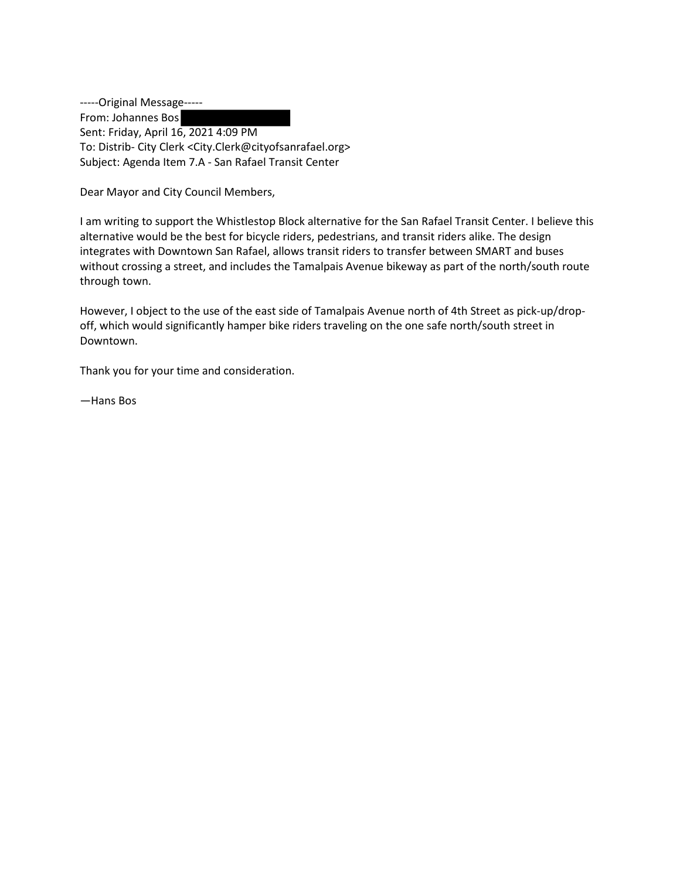-----Original Message-----
From: Johannes Bos
Sent: Friday, April 16, 2021 4:09 PM
To: Distrib- City Clerk <City.Clerk@cityofsanrafael.org>
Subject: Agenda Item 7.A - San Rafael Transit Center

Dear Mayor and City Council Members,

I am writing to support the Whistlestop Block alternative for the San Rafael Transit Center. I believe this alternative would be the best for bicycle riders, pedestrians, and transit riders alike. The design integrates with Downtown San Rafael, allows transit riders to transfer between SMART and buses without crossing a street, and includes the Tamalpais Avenue bikeway as part of the north/south route through town.

However, I object to the use of the east side of Tamalpais Avenue north of 4th Street as pick-up/drop-off, which would significantly hamper bike riders traveling on the one safe north/south street in Downtown.

Thank you for your time and consideration.

—Hans Bos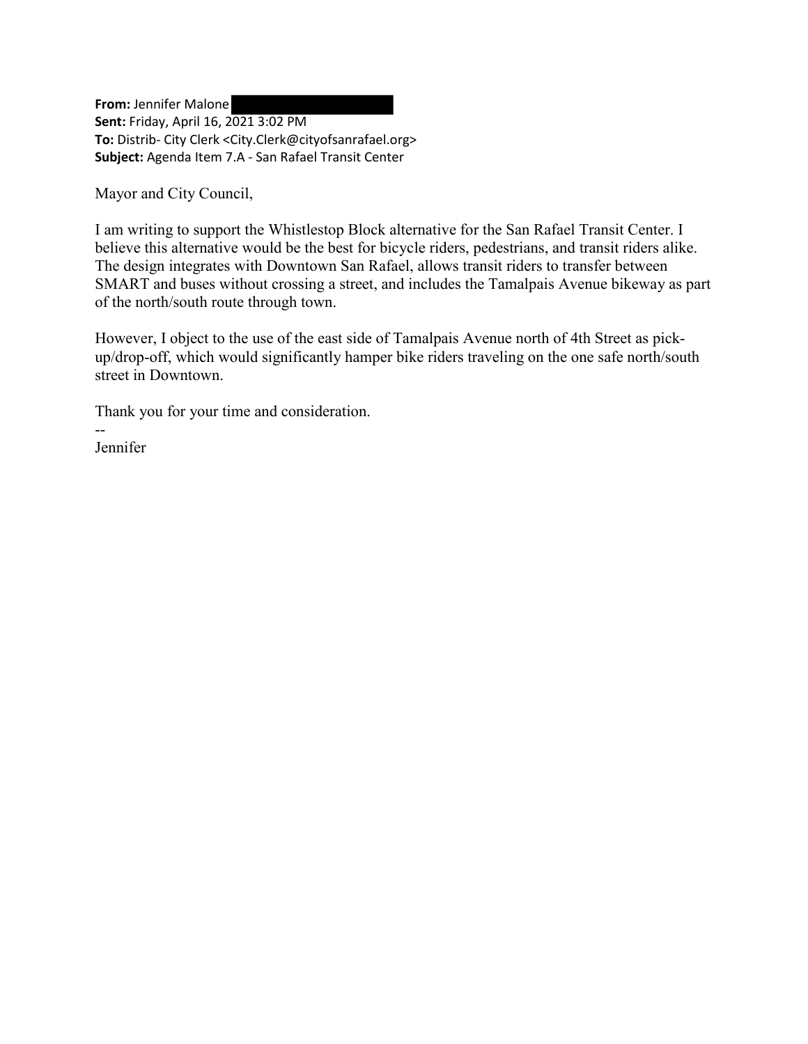**From:** Jennifer Malone

**Sent:** Friday, April 16, 2021 3:02 PM

**To:** Distrib- City Clerk <City.Clerk@cityofsanrafael.org>

**Subject:** Agenda Item 7.A - San Rafael Transit Center

Mayor and City Council,

I am writing to support the Whistlestop Block alternative for the San Rafael Transit Center. I believe this alternative would be the best for bicycle riders, pedestrians, and transit riders alike. The design integrates with Downtown San Rafael, allows transit riders to transfer between SMART and buses without crossing a street, and includes the Tamalpais Avenue bikeway as part of the north/south route through town.

However, I object to the use of the east side of Tamalpais Avenue north of 4th Street as pick-up/drop-off, which would significantly hamper bike riders traveling on the one safe north/south street in Downtown.

Thank you for your time and consideration.

--

Jennifer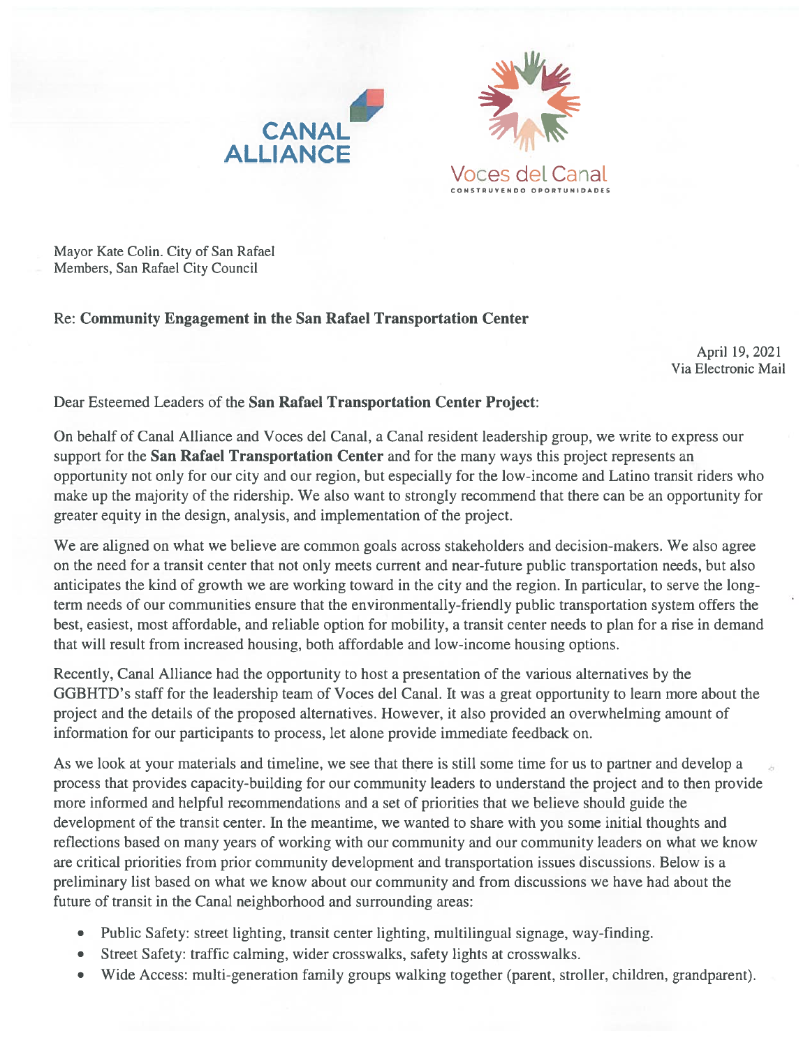CANAL ALLIANCE

Voces del Canal

CONSTRUYENDO OPORTUNIDADES

Mayor Kate Colin. City of San Rafael
Members, San Rafael City Council

Re: **Community Engagement in the San Rafael Transportation Center**

April 19, 2021
Via Electronic Mail

Dear Esteemed Leaders of the **San Rafael Transportation Center Project**:

On behalf of Canal Alliance and Voces del Canal, a Canal resident leadership group, we write to express our support for the **San Rafael Transportation Center** and for the many ways this project represents an opportunity not only for our city and our region, but especially for the low-income and Latino transit riders who make up the majority of the ridership. We also want to strongly recommend that there can be an opportunity for greater equity in the design, analysis, and implementation of the project.

We are aligned on what we believe are common goals across stakeholders and decision-makers. We also agree on the need for a transit center that not only meets current and near-future public transportation needs, but also anticipates the kind of growth we are working toward in the city and the region. In particular, to serve the long-term needs of our communities ensure that the environmentally-friendly public transportation system offers the best, easiest, most affordable, and reliable option for mobility, a transit center needs to plan for a rise in demand that will result from increased housing, both affordable and low-income housing options.

Recently, Canal Alliance had the opportunity to host a presentation of the various alternatives by the GGBHTD's staff for the leadership team of Voces del Canal. It was a great opportunity to learn more about the project and the details of the proposed alternatives. However, it also provided an overwhelming amount of information for our participants to process, let alone provide immediate feedback on.

As we look at your materials and timeline, we see that there is still some time for us to partner and develop a process that provides capacity-building for our community leaders to understand the project and to then provide more informed and helpful recommendations and a set of priorities that we believe should guide the development of the transit center. In the meantime, we wanted to share with you some initial thoughts and reflections based on many years of working with our community and our community leaders on what we know are critical priorities from prior community development and transportation issues discussions. Below is a preliminary list based on what we know about our community and from discussions we have had about the future of transit in the Canal neighborhood and surrounding areas:

- Public Safety: street lighting, transit center lighting, multilingual signage, way-finding.
- Street Safety: traffic calming, wider crosswalks, safety lights at crosswalks.
- Wide Access: multi-generation family groups walking together (parent, stroller, children, grandparent).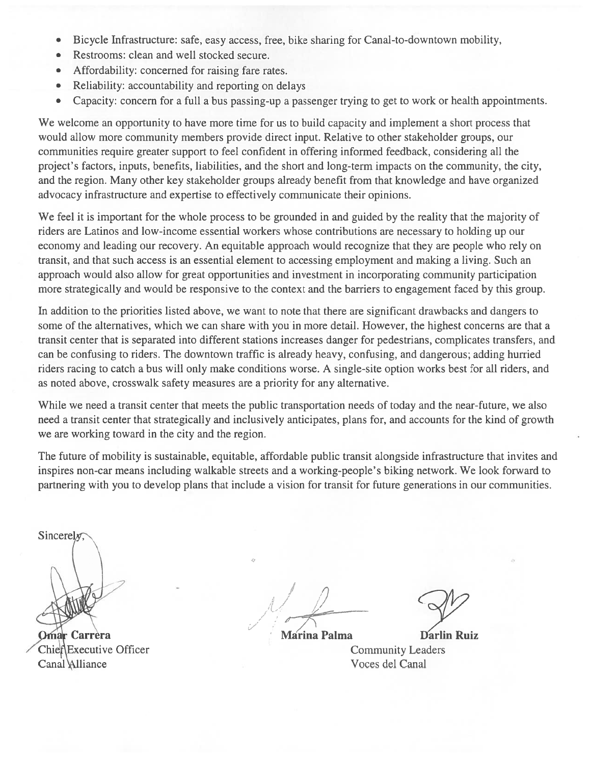- Bicycle Infrastructure: safe, easy access, free, bike sharing for Canal-to-downtown mobility,
- Restrooms: clean and well stocked secure.
- Affordability: concerned for raising fare rates.
- Reliability: accountability and reporting on delays
- Capacity: concern for a full a bus passing-up a passenger trying to get to work or health appointments.

We welcome an opportunity to have more time for us to build capacity and implement a short process that would allow more community members provide direct input. Relative to other stakeholder groups, our communities require greater support to feel confident in offering informed feedback, considering all the project's factors, inputs, benefits, liabilities, and the short and long-term impacts on the community, the city, and the region. Many other key stakeholder groups already benefit from that knowledge and have organized advocacy infrastructure and expertise to effectively communicate their opinions.

We feel it is important for the whole process to be grounded in and guided by the reality that the majority of riders are Latinos and low-income essential workers whose contributions are necessary to holding up our economy and leading our recovery. An equitable approach would recognize that they are people who rely on transit, and that such access is an essential element to accessing employment and making a living. Such an approach would also allow for great opportunities and investment in incorporating community participation more strategically and would be responsive to the context and the barriers to engagement faced by this group.

In addition to the priorities listed above, we want to note that there are significant drawbacks and dangers to some of the alternatives, which we can share with you in more detail. However, the highest concerns are that a transit center that is separated into different stations increases danger for pedestrians, complicates transfers, and can be confusing to riders. The downtown traffic is already heavy, confusing, and dangerous; adding hurried riders racing to catch a bus will only make conditions worse. A single-site option works best for all riders, and as noted above, crosswalk safety measures are a priority for any alternative.

While we need a transit center that meets the public transportation needs of today and the near-future, we also need a transit center that strategically and inclusively anticipates, plans for, and accounts for the kind of growth we are working toward in the city and the region.

The future of mobility is sustainable, equitable, affordable public transit alongside infrastructure that invites and inspires non-car means including walkable streets and a working-people's biking network. We look forward to partnering with you to develop plans that include a vision for transit for future generations in our communities.

Sincerely,

**Omar Carrera**
Chief Executive Officer
Canal Alliance

**Marina Palma** **Darlin Ruiz**
Community Leaders
Voces del Canal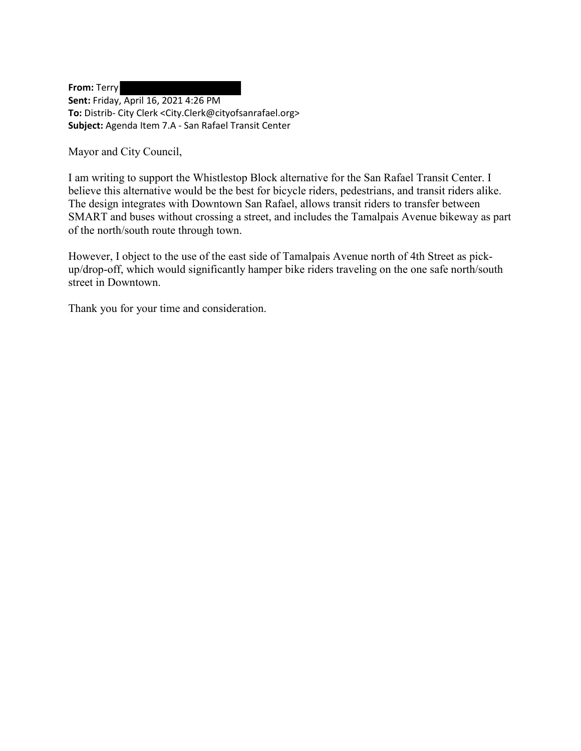**From:** Terry
**Sent:** Friday, April 16, 2021 4:26 PM
**To:** Distrib- City Clerk <City.Clerk@cityofsanrafael.org>
**Subject:** Agenda Item 7.A - San Rafael Transit Center

Mayor and City Council,

I am writing to support the Whistlestop Block alternative for the San Rafael Transit Center. I believe this alternative would be the best for bicycle riders, pedestrians, and transit riders alike. The design integrates with Downtown San Rafael, allows transit riders to transfer between SMART and buses without crossing a street, and includes the Tamalpais Avenue bikeway as part of the north/south route through town.

However, I object to the use of the east side of Tamalpais Avenue north of 4th Street as pick-up/drop-off, which would significantly hamper bike riders traveling on the one safe north/south street in Downtown.

Thank you for your time and consideration.